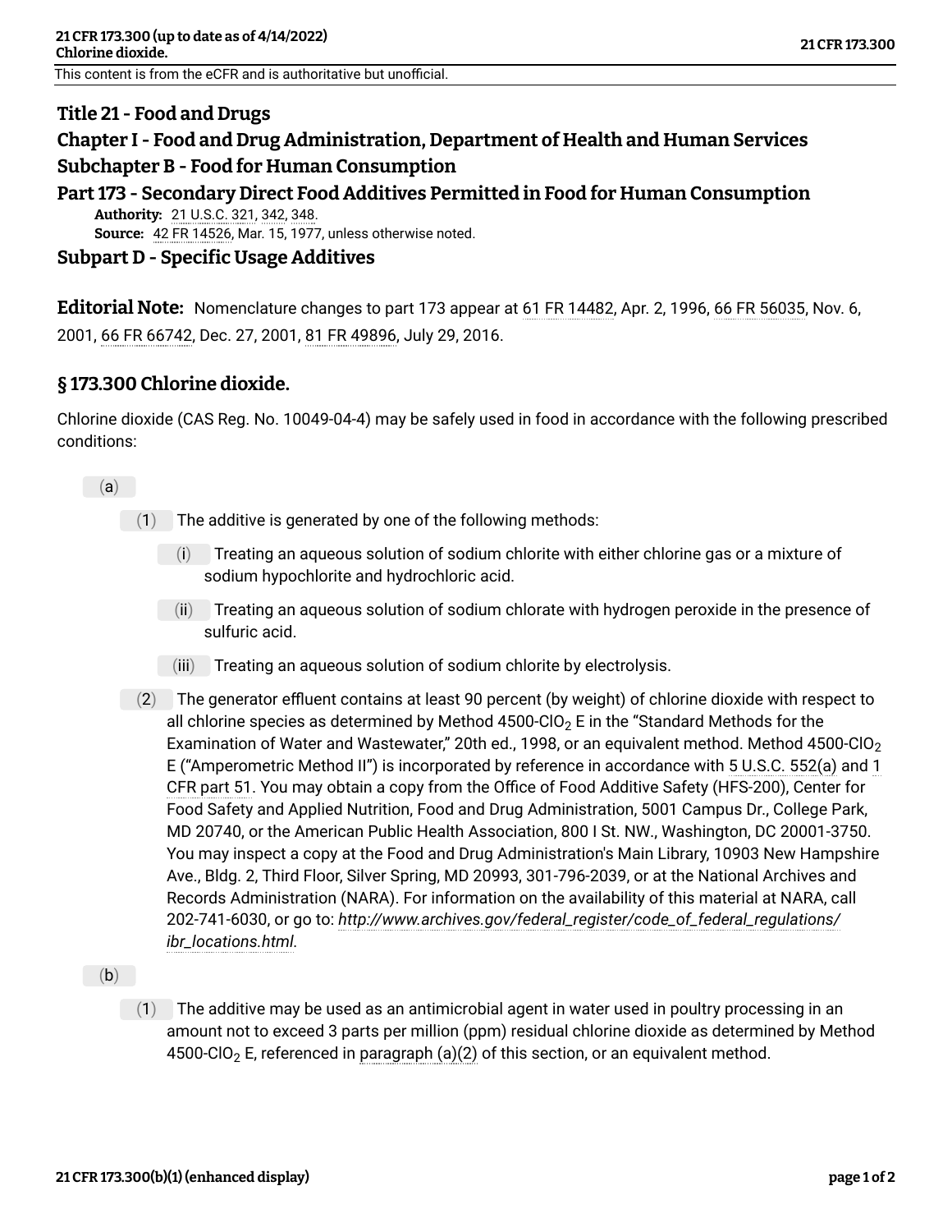This content is from the eCFR and is authoritative but unofficial.

# Title 21 - Food and Drugs

## Chapter I - Food and Drug Administration, Department of Health and Human Services

## Subchapter B - Food for Human Consumption

## Part 173 - Secondary Direct Food Additives Permitted in Food for Human Consumption

**Authority:** 21 U.S.C. 321, 342, 348.

**Source:** 42 FR 14526, Mar. 15, 1977, unless otherwise noted.

## Subpart D - Specific Usage Additives

**Editorial Note:** Nomenclature changes to part 173 appear at 61 FR 14482, Apr. 2, 1996, 66 FR 56035, Nov. 6, 2001, 66 FR 66742, Dec. 27, 2001, 81 FR 49896, July 29, 2016.

### § 173.300 Chlorine dioxide.

Chlorine dioxide (CAS Reg. No. 10049-04-4) may be safely used in food in accordance with the following prescribed conditions:

(a)

(1) The additive is generated by one of the following methods:

(i) Treating an aqueous solution of sodium chlorite with either chlorine gas or a mixture of sodium hypochlorite and hydrochloric acid.

(ii) Treating an aqueous solution of sodium chlorate with hydrogen peroxide in the presence of sulfuric acid.

(iii) Treating an aqueous solution of sodium chlorite by electrolysis.

(2) The generator effluent contains at least 90 percent (by weight) of chlorine dioxide with respect to all chlorine species as determined by Method 4500-$ClO_2$ E in the "Standard Methods for the Examination of Water and Wastewater," 20th ed., 1998, or an equivalent method. Method 4500-$ClO_2$ E ("Amperometric Method II") is incorporated by reference in accordance with 5 U.S.C. 552(a) and 1 CFR part 51. You may obtain a copy from the Office of Food Additive Safety (HFS-200), Center for Food Safety and Applied Nutrition, Food and Drug Administration, 5001 Campus Dr., College Park, MD 20740, or the American Public Health Association, 800 I St. NW., Washington, DC 20001-3750. You may inspect a copy at the Food and Drug Administration's Main Library, 10903 New Hampshire Ave., Bldg. 2, Third Floor, Silver Spring, MD 20993, 301-796-2039, or at the National Archives and Records Administration (NARA). For information on the availability of this material at NARA, call 202-741-6030, or go to: *http://www.archives.gov/federal_register/code_of_federal_regulations/ibr_locations.html*.

(b)

(1) The additive may be used as an antimicrobial agent in water used in poultry processing in an amount not to exceed 3 parts per million (ppm) residual chlorine dioxide as determined by Method 4500-$ClO_2$ E, referenced in paragraph (a)(2) of this section, or an equivalent method.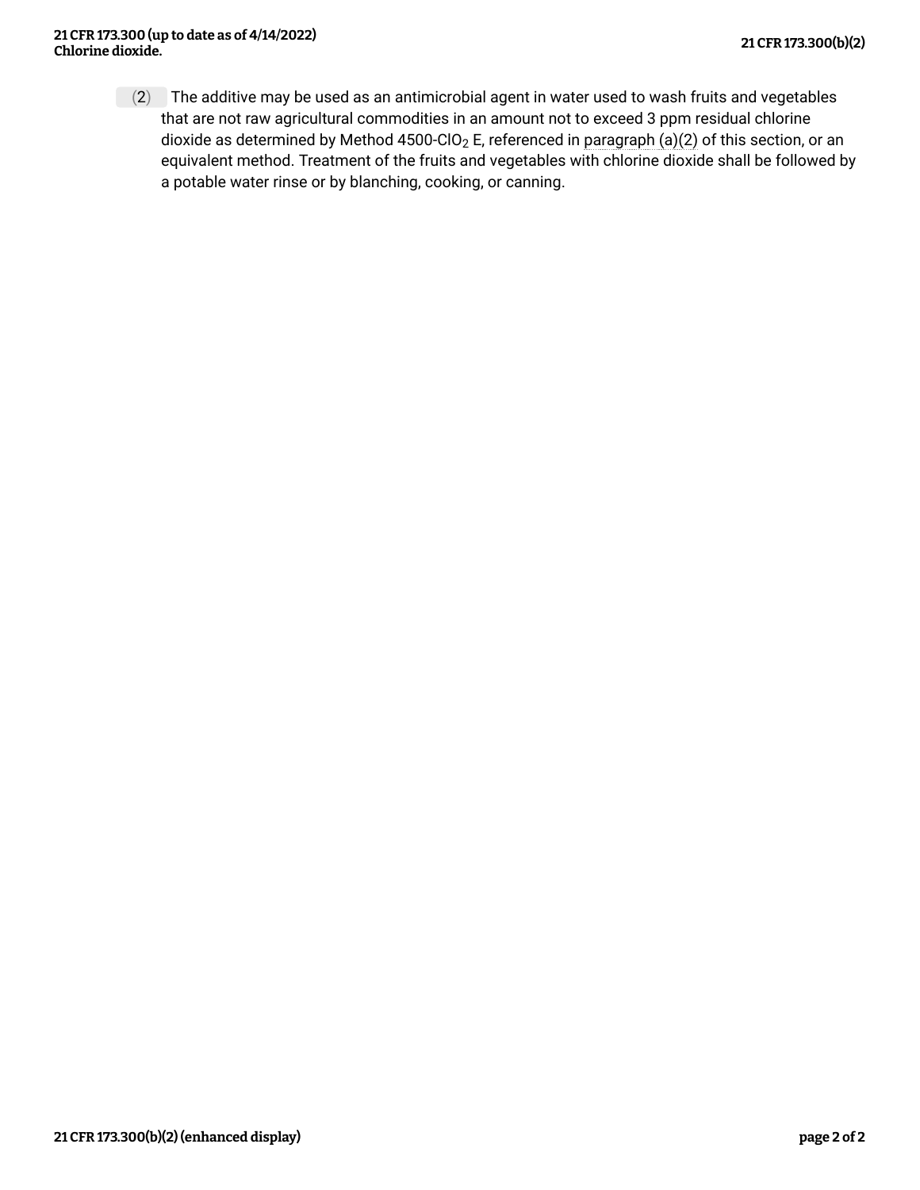(2) The additive may be used as an antimicrobial agent in water used to wash fruits and vegetables that are not raw agricultural commodities in an amount not to exceed 3 ppm residual chlorine dioxide as determined by Method 4500-$ClO_2$ E, referenced in paragraph (a)(2) of this section, or an equivalent method. Treatment of the fruits and vegetables with chlorine dioxide shall be followed by a potable water rinse or by blanching, cooking, or canning.